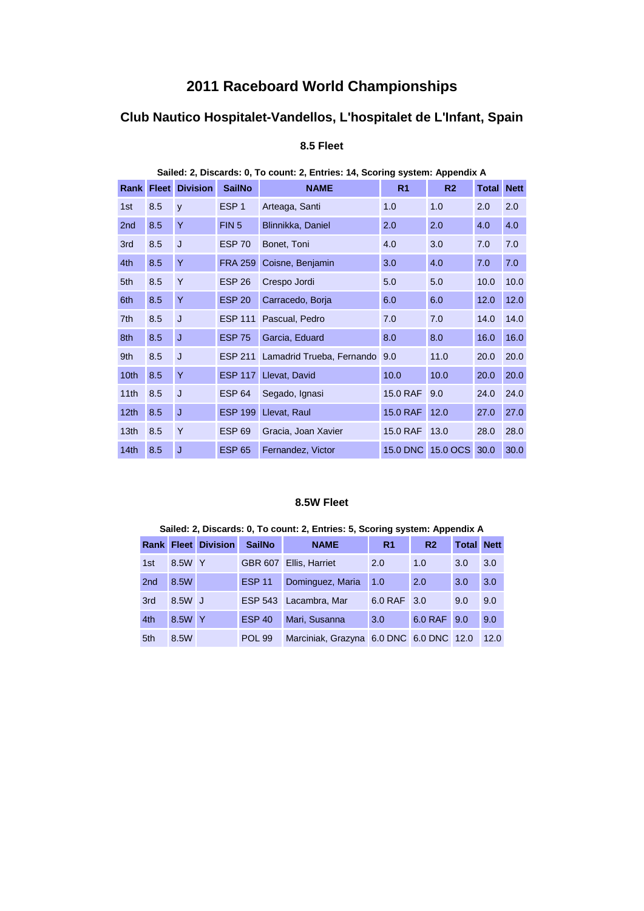# 2011 Raceboard World Championships

## Club Nautico Hospitalet-Vandellos, L'hospitalet de L'Infant, Spain

### 8.5 Fleet

**Sailed: 2, Discards: 0, To count: 2, Entries: 14, Scoring system: Appendix A**

| Rank | Fleet | Division | SailNo | NAME | R1 | R2 | Total | Nett |
|---|---|---|---|---|---|---|---|---|
| 1st | 8.5 | y | ESP 1 | Arteaga, Santi | 1.0 | 1.0 | 2.0 | 2.0 |
| 2nd | 8.5 | Y | FIN 5 | Blinnikka, Daniel | 2.0 | 2.0 | 4.0 | 4.0 |
| 3rd | 8.5 | J | ESP 70 | Bonet, Toni | 4.0 | 3.0 | 7.0 | 7.0 |
| 4th | 8.5 | Y | FRA 259 | Coisne, Benjamin | 3.0 | 4.0 | 7.0 | 7.0 |
| 5th | 8.5 | Y | ESP 26 | Crespo Jordi | 5.0 | 5.0 | 10.0 | 10.0 |
| 6th | 8.5 | Y | ESP 20 | Carracedo, Borja | 6.0 | 6.0 | 12.0 | 12.0 |
| 7th | 8.5 | J | ESP 111 | Pascual, Pedro | 7.0 | 7.0 | 14.0 | 14.0 |
| 8th | 8.5 | J | ESP 75 | Garcia, Eduard | 8.0 | 8.0 | 16.0 | 16.0 |
| 9th | 8.5 | J | ESP 211 | Lamadrid Trueba, Fernando | 9.0 | 11.0 | 20.0 | 20.0 |
| 10th | 8.5 | Y | ESP 117 | Llevat, David | 10.0 | 10.0 | 20.0 | 20.0 |
| 11th | 8.5 | J | ESP 64 | Segado, Ignasi | 15.0 RAF | 9.0 | 24.0 | 24.0 |
| 12th | 8.5 | J | ESP 199 | Llevat, Raul | 15.0 RAF | 12.0 | 27.0 | 27.0 |
| 13th | 8.5 | Y | ESP 69 | Gracia, Joan Xavier | 15.0 RAF | 13.0 | 28.0 | 28.0 |
| 14th | 8.5 | J | ESP 65 | Fernandez, Victor | 15.0 DNC | 15.0 OCS | 30.0 | 30.0 |

### 8.5W Fleet

**Sailed: 2, Discards: 0, To count: 2, Entries: 5, Scoring system: Appendix A**

| Rank | Fleet | Division | SailNo | NAME | R1 | R2 | Total | Nett |
|---|---|---|---|---|---|---|---|---|
| 1st | 8.5W | Y | GBR 607 | Ellis, Harriet | 2.0 | 1.0 | 3.0 | 3.0 |
| 2nd | 8.5W | | ESP 11 | Dominguez, Maria | 1.0 | 2.0 | 3.0 | 3.0 |
| 3rd | 8.5W | J | ESP 543 | Lacambra, Mar | 6.0 RAF | 3.0 | 9.0 | 9.0 |
| 4th | 8.5W | Y | ESP 40 | Mari, Susanna | 3.0 | 6.0 RAF | 9.0 | 9.0 |
| 5th | 8.5W | | POL 99 | Marciniak, Grazyna | 6.0 DNC | 6.0 DNC | 12.0 | 12.0 |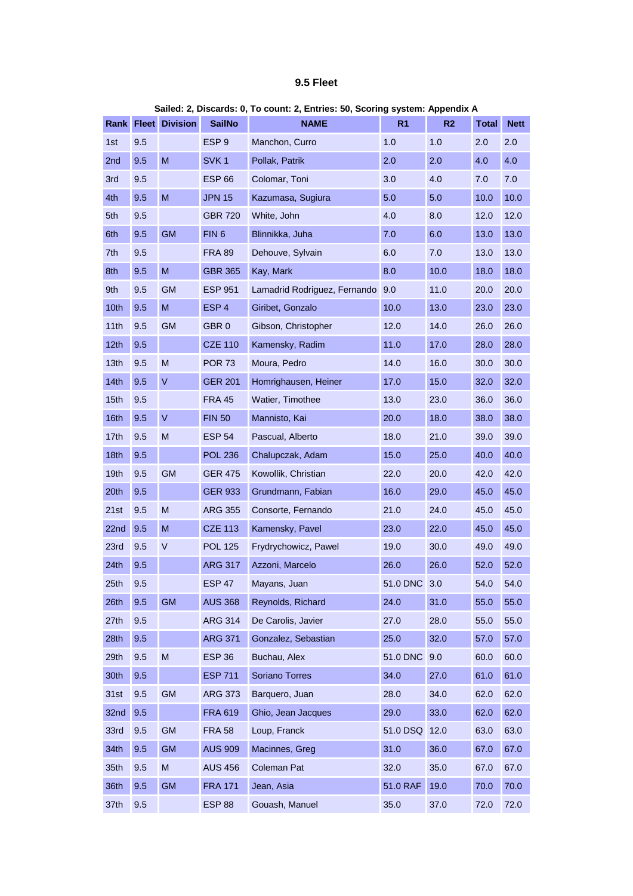# 9.5 Fleet

**Sailed: 2, Discards: 0, To count: 2, Entries: 50, Scoring system: Appendix A**

| Rank | Fleet | Division | SailNo | NAME | R1 | R2 | Total | Nett |
|---|---|---|---|---|---|---|---|---|
| 1st | 9.5 | | ESP 9 | Manchon, Curro | 1.0 | 1.0 | 2.0 | 2.0 |
| 2nd | 9.5 | M | SVK 1 | Pollak, Patrik | 2.0 | 2.0 | 4.0 | 4.0 |
| 3rd | 9.5 | | ESP 66 | Colomar, Toni | 3.0 | 4.0 | 7.0 | 7.0 |
| 4th | 9.5 | M | JPN 15 | Kazumasa, Sugiura | 5.0 | 5.0 | 10.0 | 10.0 |
| 5th | 9.5 | | GBR 720 | White, John | 4.0 | 8.0 | 12.0 | 12.0 |
| 6th | 9.5 | GM | FIN 6 | Blinnikka, Juha | 7.0 | 6.0 | 13.0 | 13.0 |
| 7th | 9.5 | | FRA 89 | Dehouve, Sylvain | 6.0 | 7.0 | 13.0 | 13.0 |
| 8th | 9.5 | M | GBR 365 | Kay, Mark | 8.0 | 10.0 | 18.0 | 18.0 |
| 9th | 9.5 | GM | ESP 951 | Lamadrid Rodriguez, Fernando | 9.0 | 11.0 | 20.0 | 20.0 |
| 10th | 9.5 | M | ESP 4 | Giribet, Gonzalo | 10.0 | 13.0 | 23.0 | 23.0 |
| 11th | 9.5 | GM | GBR 0 | Gibson, Christopher | 12.0 | 14.0 | 26.0 | 26.0 |
| 12th | 9.5 | | CZE 110 | Kamensky, Radim | 11.0 | 17.0 | 28.0 | 28.0 |
| 13th | 9.5 | M | POR 73 | Moura, Pedro | 14.0 | 16.0 | 30.0 | 30.0 |
| 14th | 9.5 | V | GER 201 | Homrighausen, Heiner | 17.0 | 15.0 | 32.0 | 32.0 |
| 15th | 9.5 | | FRA 45 | Watier, Timothee | 13.0 | 23.0 | 36.0 | 36.0 |
| 16th | 9.5 | V | FIN 50 | Mannisto, Kai | 20.0 | 18.0 | 38.0 | 38.0 |
| 17th | 9.5 | M | ESP 54 | Pascual, Alberto | 18.0 | 21.0 | 39.0 | 39.0 |
| 18th | 9.5 | | POL 236 | Chalupczak, Adam | 15.0 | 25.0 | 40.0 | 40.0 |
| 19th | 9.5 | GM | GER 475 | Kowollik, Christian | 22.0 | 20.0 | 42.0 | 42.0 |
| 20th | 9.5 | | GER 933 | Grundmann, Fabian | 16.0 | 29.0 | 45.0 | 45.0 |
| 21st | 9.5 | M | ARG 355 | Consorte, Fernando | 21.0 | 24.0 | 45.0 | 45.0 |
| 22nd | 9.5 | M | CZE 113 | Kamensky, Pavel | 23.0 | 22.0 | 45.0 | 45.0 |
| 23rd | 9.5 | V | POL 125 | Frydrychowicz, Pawel | 19.0 | 30.0 | 49.0 | 49.0 |
| 24th | 9.5 | | ARG 317 | Azzoni, Marcelo | 26.0 | 26.0 | 52.0 | 52.0 |
| 25th | 9.5 | | ESP 47 | Mayans, Juan | 51.0 DNC | 3.0 | 54.0 | 54.0 |
| 26th | 9.5 | GM | AUS 368 | Reynolds, Richard | 24.0 | 31.0 | 55.0 | 55.0 |
| 27th | 9.5 | | ARG 314 | De Carolis, Javier | 27.0 | 28.0 | 55.0 | 55.0 |
| 28th | 9.5 | | ARG 371 | Gonzalez, Sebastian | 25.0 | 32.0 | 57.0 | 57.0 |
| 29th | 9.5 | M | ESP 36 | Buchau, Alex | 51.0 DNC | 9.0 | 60.0 | 60.0 |
| 30th | 9.5 | | ESP 711 | Soriano Torres | 34.0 | 27.0 | 61.0 | 61.0 |
| 31st | 9.5 | GM | ARG 373 | Barquero, Juan | 28.0 | 34.0 | 62.0 | 62.0 |
| 32nd | 9.5 | | FRA 619 | Ghio, Jean Jacques | 29.0 | 33.0 | 62.0 | 62.0 |
| 33rd | 9.5 | GM | FRA 58 | Loup, Franck | 51.0 DSQ | 12.0 | 63.0 | 63.0 |
| 34th | 9.5 | GM | AUS 909 | Macinnes, Greg | 31.0 | 36.0 | 67.0 | 67.0 |
| 35th | 9.5 | M | AUS 456 | Coleman Pat | 32.0 | 35.0 | 67.0 | 67.0 |
| 36th | 9.5 | GM | FRA 171 | Jean, Asia | 51.0 RAF | 19.0 | 70.0 | 70.0 |
| 37th | 9.5 | | ESP 88 | Gouash, Manuel | 35.0 | 37.0 | 72.0 | 72.0 |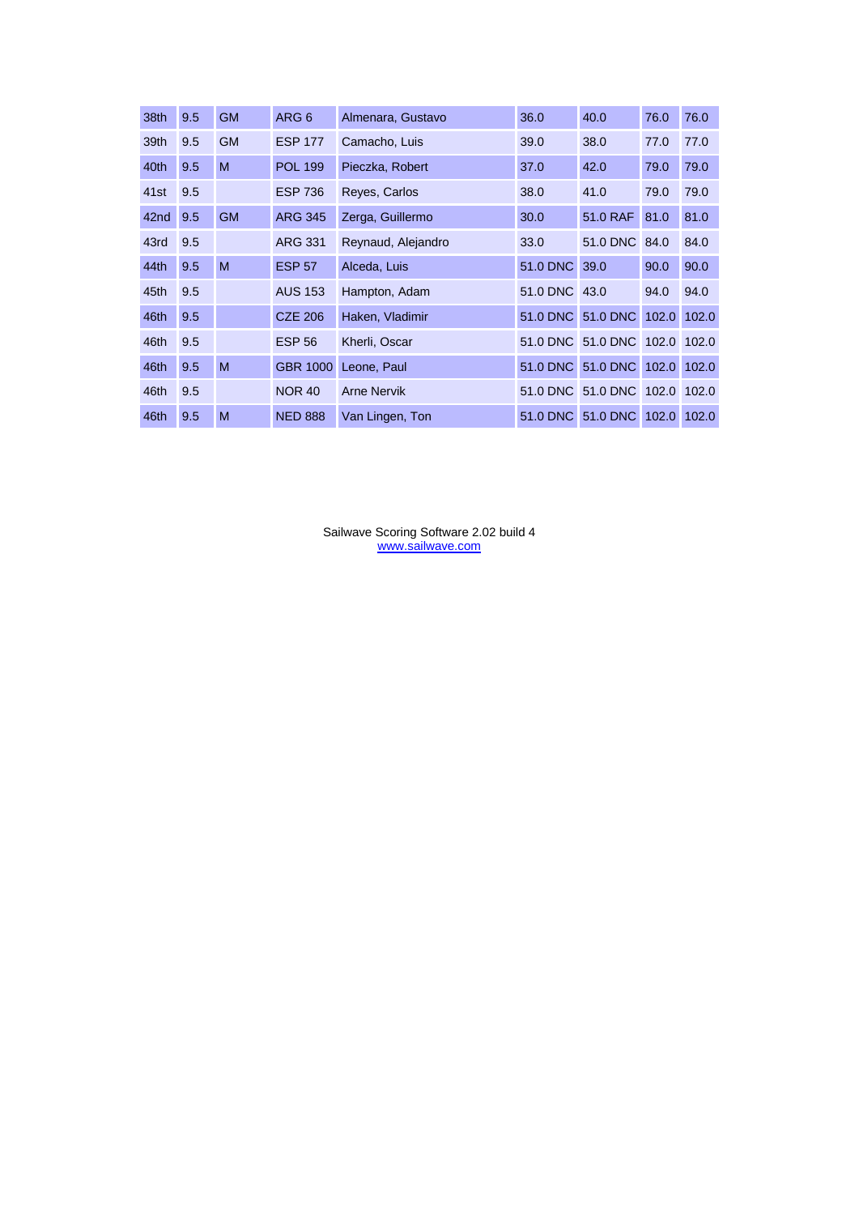| | | | | | | | | |
|---|---|---|---|---|---|---|---|---|
| 38th | 9.5 | GM | ARG 6 | Almenara, Gustavo | 36.0 | 40.0 | 76.0 | 76.0 |
| 39th | 9.5 | GM | ESP 177 | Camacho, Luis | 39.0 | 38.0 | 77.0 | 77.0 |
| 40th | 9.5 | M | POL 199 | Pieczka, Robert | 37.0 | 42.0 | 79.0 | 79.0 |
| 41st | 9.5 | | ESP 736 | Reyes, Carlos | 38.0 | 41.0 | 79.0 | 79.0 |
| 42nd | 9.5 | GM | ARG 345 | Zerga, Guillermo | 30.0 | 51.0 RAF | 81.0 | 81.0 |
| 43rd | 9.5 | | ARG 331 | Reynaud, Alejandro | 33.0 | 51.0 DNC | 84.0 | 84.0 |
| 44th | 9.5 | M | ESP 57 | Alceda, Luis | 51.0 DNC | 39.0 | 90.0 | 90.0 |
| 45th | 9.5 | | AUS 153 | Hampton, Adam | 51.0 DNC | 43.0 | 94.0 | 94.0 |
| 46th | 9.5 | | CZE 206 | Haken, Vladimir | 51.0 DNC | 51.0 DNC | 102.0 | 102.0 |
| 46th | 9.5 | | ESP 56 | Kherli, Oscar | 51.0 DNC | 51.0 DNC | 102.0 | 102.0 |
| 46th | 9.5 | M | GBR 1000 | Leone, Paul | 51.0 DNC | 51.0 DNC | 102.0 | 102.0 |
| 46th | 9.5 | | NOR 40 | Arne Nervik | 51.0 DNC | 51.0 DNC | 102.0 | 102.0 |
| 46th | 9.5 | M | NED 888 | Van Lingen, Ton | 51.0 DNC | 51.0 DNC | 102.0 | 102.0 |

Sailwave Scoring Software 2.02 build 4
www.sailwave.com